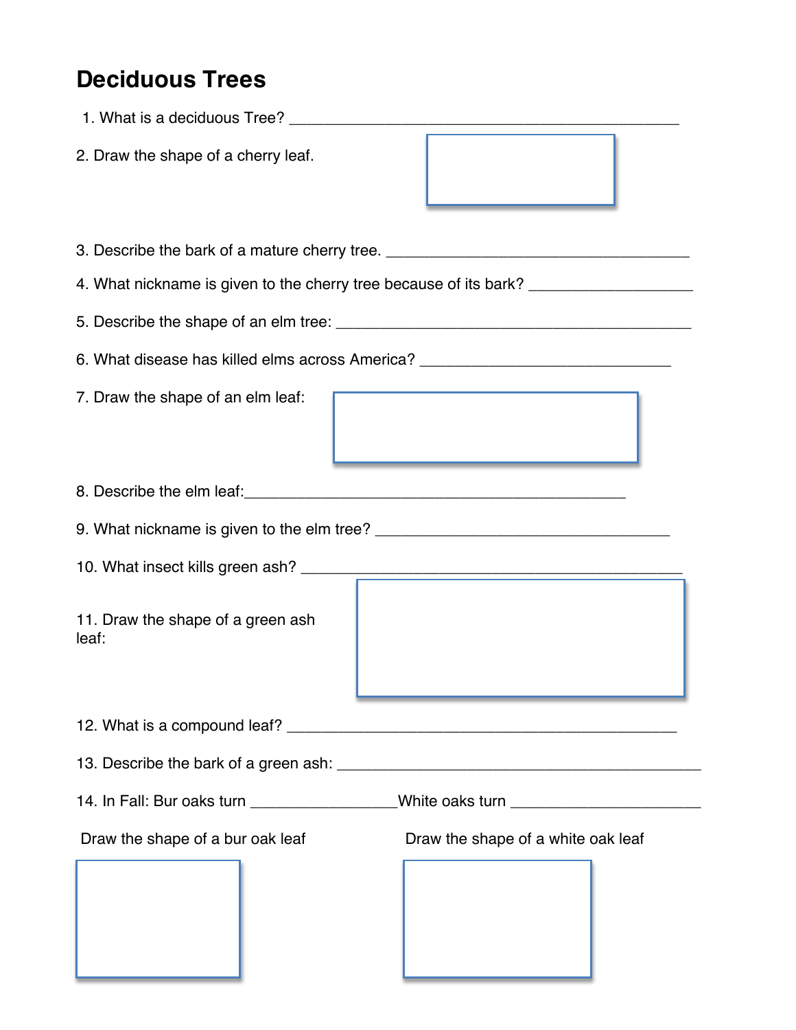# Deciduous Trees

1. What is a deciduous Tree? ______________________________________________

2. Draw the shape of a cherry leaf.

3. Describe the bark of a mature cherry tree. ____________________________________

4. What nickname is given to the cherry tree because of its bark? __________________

5. Describe the shape of an elm tree: ________________________________________

6. What disease has killed elms across America? ______________________________

7. Draw the shape of an elm leaf:

8. Describe the elm leaf:______________________________________________

9. What nickname is given to the elm tree? ___________________________________

10. What insect kills green ash? _____________________________________________

11. Draw the shape of a green ash leaf:

12. What is a compound leaf? ________________________________________________

13. Describe the bark of a green ash: __________________________________________

14. In Fall: Bur oaks turn ________________White oaks turn _____________________

Draw the shape of a bur oak leaf

Draw the shape of a white oak leaf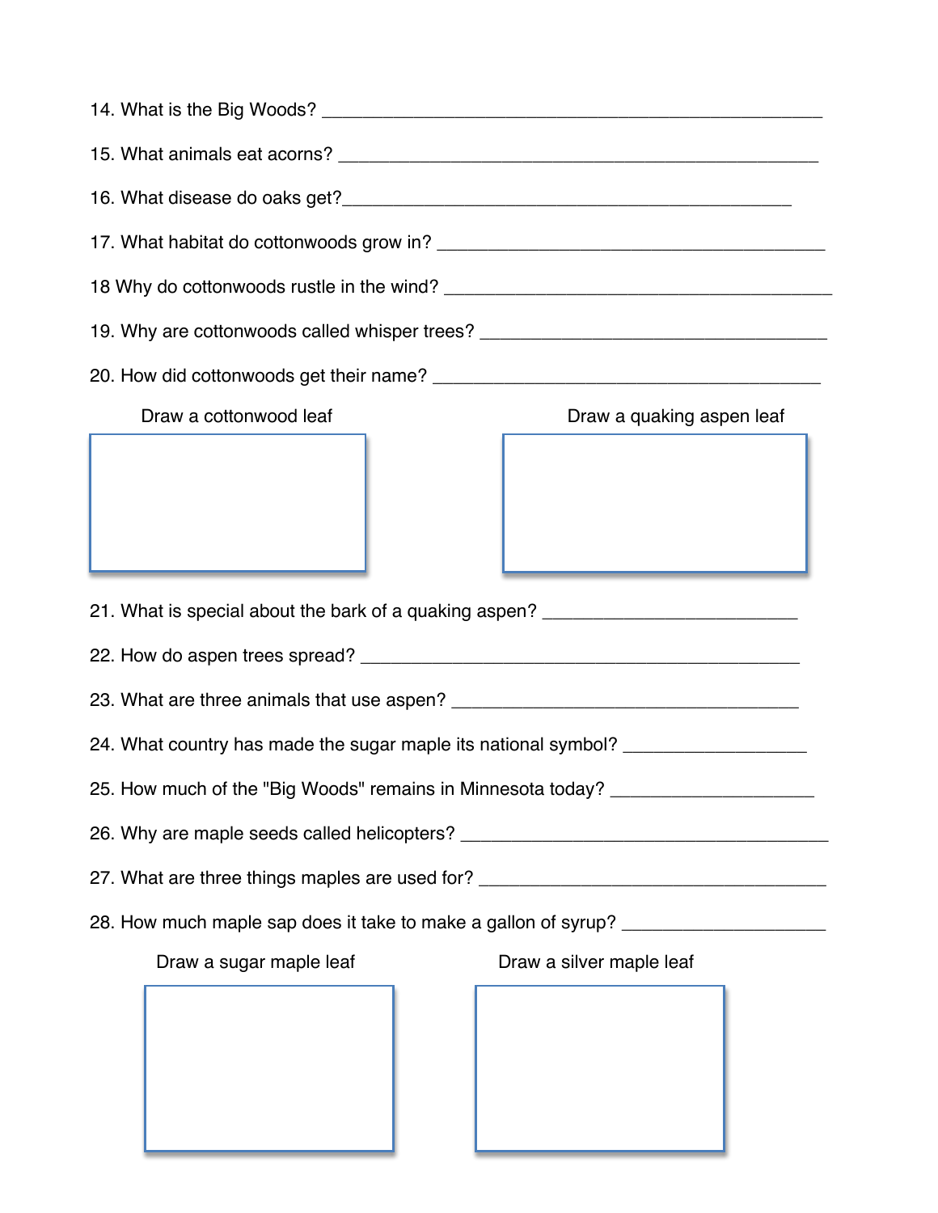14. What is the Big Woods? ________________________________________________

15. What animals eat acorns? ______________________________________________

16. What disease do oaks get?_____________________________________________

17. What habitat do cottonwoods grow in? ____________________________________

18 Why do cottonwoods rustle in the wind? ____________________________________

19. Why are cottonwoods called whisper trees? _________________________________

20. How did cottonwoods get their name? ____________________________________

Draw a cottonwood leaf

Draw a quaking aspen leaf

21. What is special about the bark of a quaking aspen? _________________________

22. How do aspen trees spread? ____________________________________________

23. What are three animals that use aspen? __________________________________

24. What country has made the sugar maple its national symbol? ________________

25. How much of the "Big Woods" remains in Minnesota today? ___________________

26. Why are maple seeds called helicopters? __________________________________

27. What are three things maples are used for? _______________________________

28. How much maple sap does it take to make a gallon of syrup? __________________

Draw a sugar maple leaf

Draw a silver maple leaf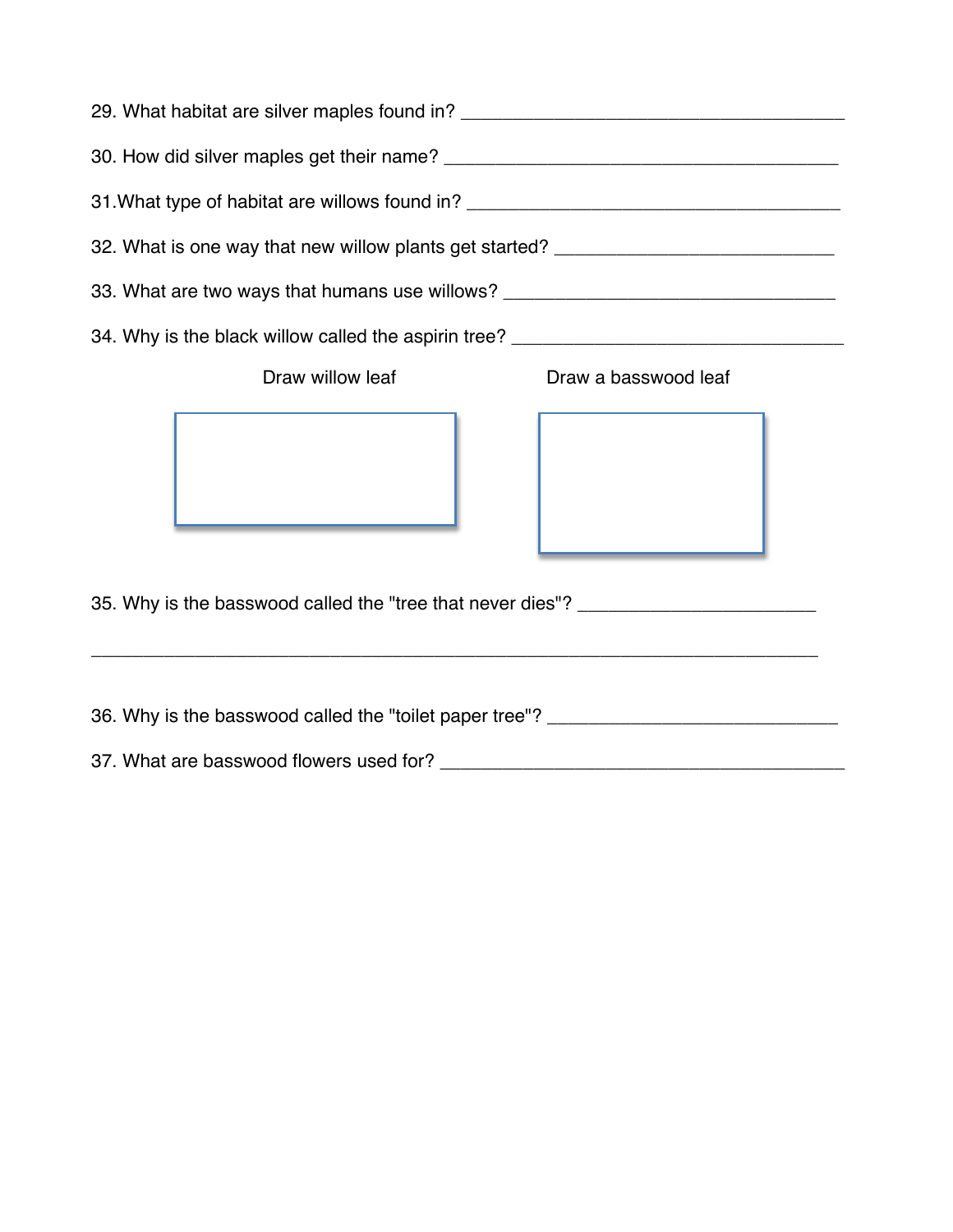29. What habitat are silver maples found in? ______________________________________

30. How did silver maples get their name? ______________________________________

31.What type of habitat are willows found in? ____________________________________

32. What is one way that new willow plants get started? ___________________________

33. What are two ways that humans use willows? _________________________________

34. Why is the black willow called the aspirin tree? ________________________________

Draw willow leaf

Draw a basswood leaf

35. Why is the basswood called the "tree that never dies"? ______________________

_________________________________________________________________________

36. Why is the basswood called the "toilet paper tree"? ____________________________

37. What are basswood flowers used for? _______________________________________